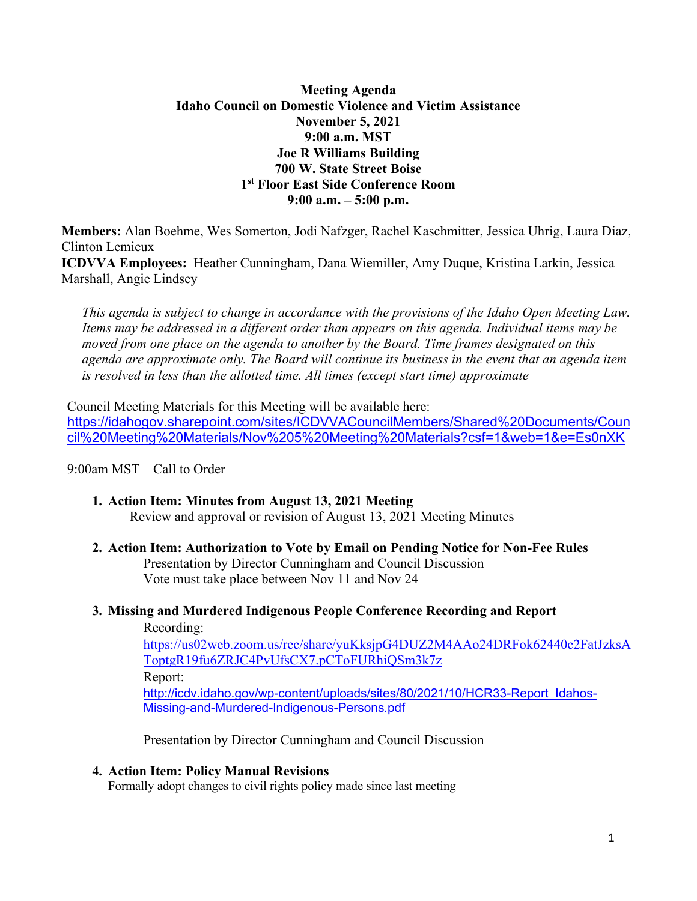**Meeting Agenda**
**Idaho Council on Domestic Violence and Victim Assistance**
**November 5, 2021**
**9:00 a.m. MST**
**Joe R Williams Building**
**700 W. State Street Boise**
**1st Floor East Side Conference Room**
**9:00 a.m. – 5:00 p.m.**

**Members:** Alan Boehme, Wes Somerton, Jodi Nafzger, Rachel Kaschmitter, Jessica Uhrig, Laura Diaz, Clinton Lemieux
**ICDVVA Employees:** Heather Cunningham, Dana Wiemiller, Amy Duque, Kristina Larkin, Jessica Marshall, Angie Lindsey

*This agenda is subject to change in accordance with the provisions of the Idaho Open Meeting Law. Items may be addressed in a different order than appears on this agenda. Individual items may be moved from one place on the agenda to another by the Board. Time frames designated on this agenda are approximate only. The Board will continue its business in the event that an agenda item is resolved in less than the allotted time. All times (except start time) approximate*

Council Meeting Materials for this Meeting will be available here:
https://idahogov.sharepoint.com/sites/ICDVVACouncilMembers/Shared%20Documents/Council%20Meeting%20Materials/Nov%205%20Meeting%20Materials?csf=1&web=1&e=Es0nXK

9:00am MST – Call to Order

1. **Action Item: Minutes from August 13, 2021 Meeting**
   Review and approval or revision of August 13, 2021 Meeting Minutes

2. **Action Item: Authorization to Vote by Email on Pending Notice for Non-Fee Rules**
   Presentation by Director Cunningham and Council Discussion
   Vote must take place between Nov 11 and Nov 24

3. **Missing and Murdered Indigenous People Conference Recording and Report**
   Recording:
   https://us02web.zoom.us/rec/share/yuKksjpG4DUZ2M4AAo24DRFok62440c2FatJzksAToptgR19fu6ZRJC4PvUfsCX7.pCToFURhiQSm3k7z
   Report:
   http://icdv.idaho.gov/wp-content/uploads/sites/80/2021/10/HCR33-Report_Idahos-Missing-and-Murdered-Indigenous-Persons.pdf

   Presentation by Director Cunningham and Council Discussion

4. **Action Item: Policy Manual Revisions**
   Formally adopt changes to civil rights policy made since last meeting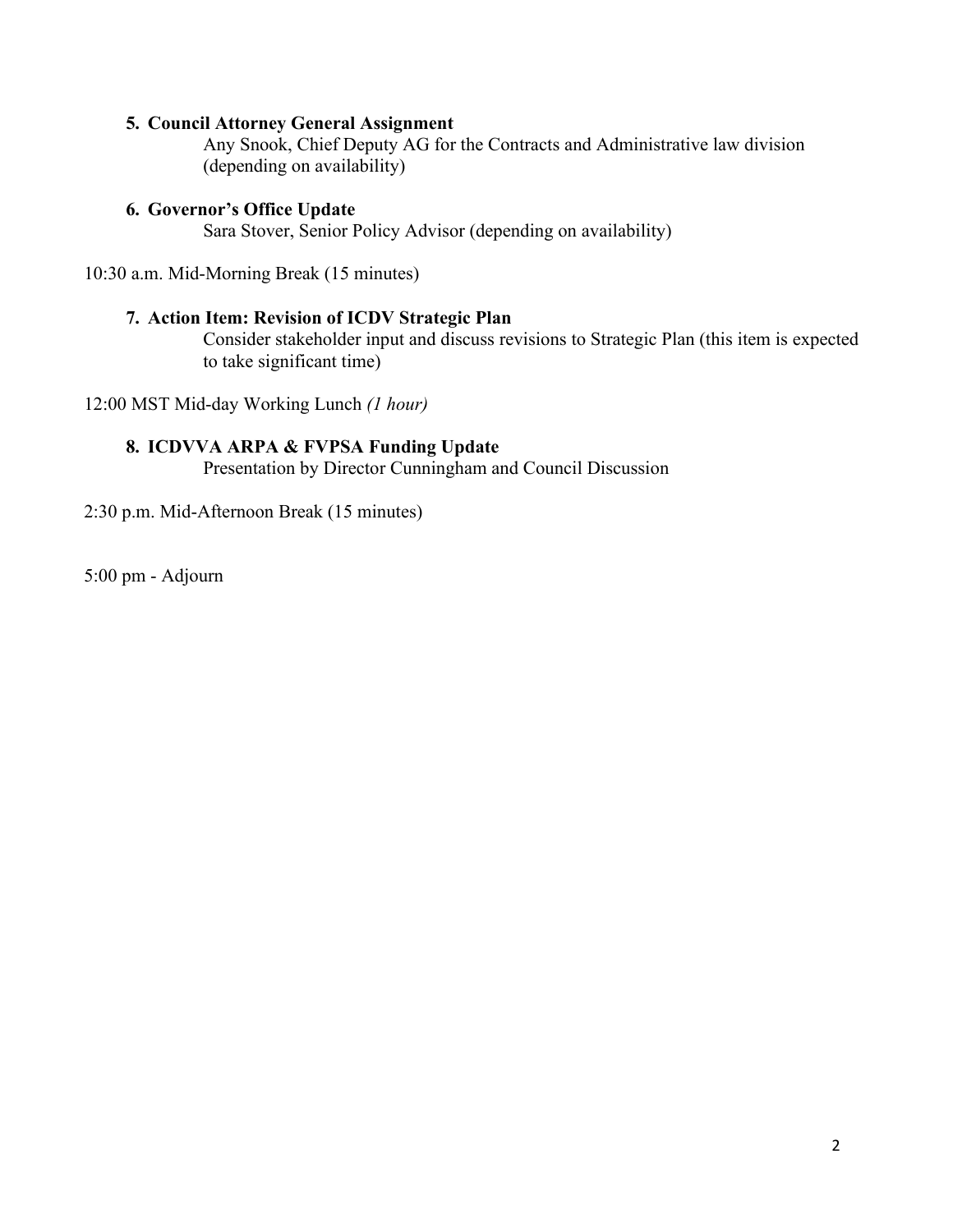5. **Council Attorney General Assignment**

   Any Snook, Chief Deputy AG for the Contracts and Administrative law division (depending on availability)

6. **Governor's Office Update**

   Sara Stover, Senior Policy Advisor (depending on availability)

10:30 a.m. Mid-Morning Break (15 minutes)

7. **Action Item: Revision of ICDV Strategic Plan**

   Consider stakeholder input and discuss revisions to Strategic Plan (this item is expected to take significant time)

12:00 MST Mid-day Working Lunch *(1 hour)*

8. **ICDVVA ARPA & FVPSA Funding Update**

   Presentation by Director Cunningham and Council Discussion

2:30 p.m. Mid-Afternoon Break (15 minutes)

5:00 pm - Adjourn